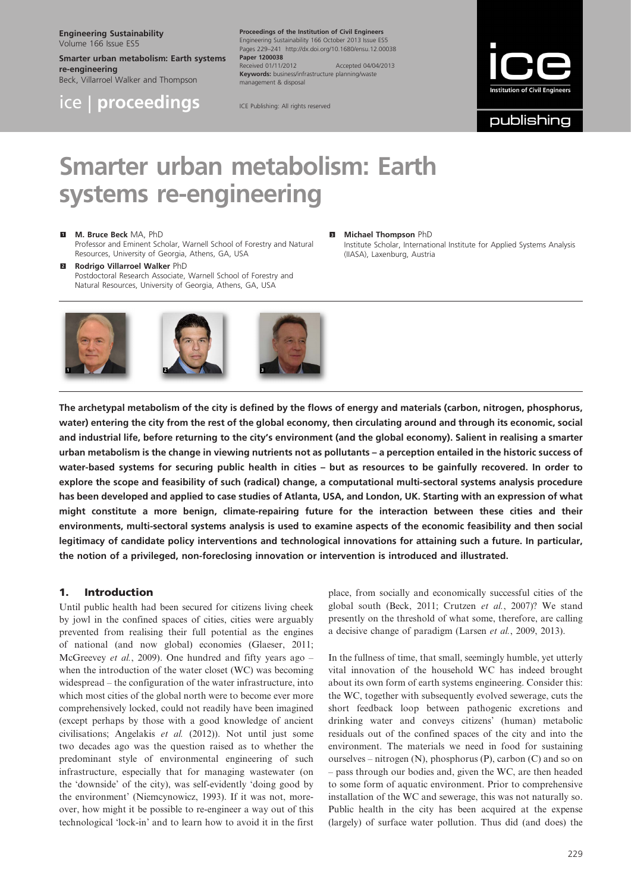# Smarter urban metabolism: Earth systems re-engineering

**1** **M. Bruce Beck** MA, PhD
Professor and Eminent Scholar, Warnell School of Forestry and Natural Resources, University of Georgia, Athens, GA, USA

**2** **Rodrigo Villarroel Walker** PhD
Postdoctoral Research Associate, Warnell School of Forestry and Natural Resources, University of Georgia, Athens, GA, USA

**3** **Michael Thompson** PhD
Institute Scholar, International Institute for Applied Systems Analysis (IIASA), Laxenburg, Austria

**The archetypal metabolism of the city is defined by the flows of energy and materials (carbon, nitrogen, phosphorus, water) entering the city from the rest of the global economy, then circulating around and through its economic, social and industrial life, before returning to the city's environment (and the global economy). Salient in realising a smarter urban metabolism is the change in viewing nutrients not as pollutants – a perception entailed in the historic success of water-based systems for securing public health in cities – but as resources to be gainfully recovered. In order to explore the scope and feasibility of such (radical) change, a computational multi-sectoral systems analysis procedure has been developed and applied to case studies of Atlanta, USA, and London, UK. Starting with an expression of what might constitute a more benign, climate-repairing future for the interaction between these cities and their environments, multi-sectoral systems analysis is used to examine aspects of the economic feasibility and then social legitimacy of candidate policy interventions and technological innovations for attaining such a future. In particular, the notion of a privileged, non-foreclosing innovation or intervention is introduced and illustrated.**

## 1. Introduction

Until public health had been secured for citizens living cheek by jowl in the confined spaces of cities, cities were arguably prevented from realising their full potential as the engines of national (and now global) economies (Glaeser, 2011; McGreevey *et al.*, 2009). One hundred and fifty years ago – when the introduction of the water closet (WC) was becoming widespread – the configuration of the water infrastructure, into which most cities of the global north were to become ever more comprehensively locked, could not readily have been imagined (except perhaps by those with a good knowledge of ancient civilisations; Angelakis *et al.* (2012)). Not until just some two decades ago was the question raised as to whether the predominant style of environmental engineering of such infrastructure, especially that for managing wastewater (on the 'downside' of the city), was self-evidently 'doing good by the environment' (Niemcynowicz, 1993). If it was not, moreover, how might it be possible to re-engineer a way out of this technological 'lock-in' and to learn how to avoid it in the first place, from socially and economically successful cities of the global south (Beck, 2011; Crutzen *et al.*, 2007)? We stand presently on the threshold of what some, therefore, are calling a decisive change of paradigm (Larsen *et al.*, 2009, 2013).

In the fullness of time, that small, seemingly humble, yet utterly vital innovation of the household WC has indeed brought about its own form of earth systems engineering. Consider this: the WC, together with subsequently evolved sewerage, cuts the short feedback loop between pathogenic excretions and drinking water and conveys citizens' (human) metabolic residuals out of the confined spaces of the city and into the environment. The materials we need in food for sustaining ourselves – nitrogen (N), phosphorus (P), carbon (C) and so on – pass through our bodies and, given the WC, are then headed to some form of aquatic environment. Prior to comprehensive installation of the WC and sewerage, this was not naturally so. Public health in the city has been acquired at the expense (largely) of surface water pollution. Thus did (and does) the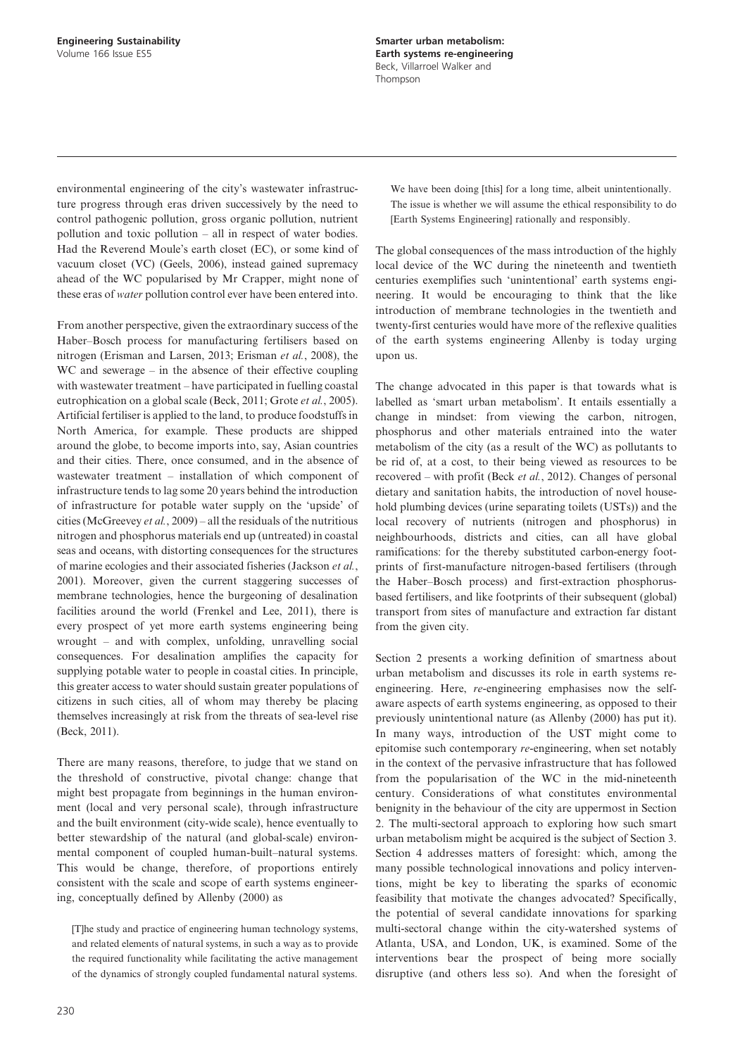environmental engineering of the city's wastewater infrastructure progress through eras driven successively by the need to control pathogenic pollution, gross organic pollution, nutrient pollution and toxic pollution – all in respect of water bodies. Had the Reverend Moule's earth closet (EC), or some kind of vacuum closet (VC) (Geels, 2006), instead gained supremacy ahead of the WC popularised by Mr Crapper, might none of these eras of *water* pollution control ever have been entered into.

From another perspective, given the extraordinary success of the Haber–Bosch process for manufacturing fertilisers based on nitrogen (Erisman and Larsen, 2013; Erisman *et al.*, 2008), the WC and sewerage – in the absence of their effective coupling with wastewater treatment – have participated in fuelling coastal eutrophication on a global scale (Beck, 2011; Grote *et al.*, 2005). Artificial fertiliser is applied to the land, to produce foodstuffs in North America, for example. These products are shipped around the globe, to become imports into, say, Asian countries and their cities. There, once consumed, and in the absence of wastewater treatment – installation of which component of infrastructure tends to lag some 20 years behind the introduction of infrastructure for potable water supply on the 'upside' of cities (McGreevey *et al.*, 2009) – all the residuals of the nutritious nitrogen and phosphorus materials end up (untreated) in coastal seas and oceans, with distorting consequences for the structures of marine ecologies and their associated fisheries (Jackson *et al.*, 2001). Moreover, given the current staggering successes of membrane technologies, hence the burgeoning of desalination facilities around the world (Frenkel and Lee, 2011), there is every prospect of yet more earth systems engineering being wrought – and with complex, unfolding, unravelling social consequences. For desalination amplifies the capacity for supplying potable water to people in coastal cities. In principle, this greater access to water should sustain greater populations of citizens in such cities, all of whom may thereby be placing themselves increasingly at risk from the threats of sea-level rise (Beck, 2011).

There are many reasons, therefore, to judge that we stand on the threshold of constructive, pivotal change: change that might best propagate from beginnings in the human environment (local and very personal scale), through infrastructure and the built environment (city-wide scale), hence eventually to better stewardship of the natural (and global-scale) environmental component of coupled human–built–natural systems. This would be change, therefore, of proportions entirely consistent with the scale and scope of earth systems engineering, conceptually defined by Allenby (2000) as

> [T]he study and practice of engineering human technology systems, and related elements of natural systems, in such a way as to provide the required functionality while facilitating the active management of the dynamics of strongly coupled fundamental natural systems. We have been doing [this] for a long time, albeit unintentionally. The issue is whether we will assume the ethical responsibility to do [Earth Systems Engineering] rationally and responsibly.

The global consequences of the mass introduction of the highly local device of the WC during the nineteenth and twentieth centuries exemplifies such 'unintentional' earth systems engineering. It would be encouraging to think that the like introduction of membrane technologies in the twentieth and twenty-first centuries would have more of the reflexive qualities of the earth systems engineering Allenby is today urging upon us.

The change advocated in this paper is that towards what is labelled as 'smart urban metabolism'. It entails essentially a change in mindset: from viewing the carbon, nitrogen, phosphorus and other materials entrained into the water metabolism of the city (as a result of the WC) as pollutants to be rid of, at a cost, to their being viewed as resources to be recovered – with profit (Beck *et al.*, 2012). Changes of personal dietary and sanitation habits, the introduction of novel household plumbing devices (urine separating toilets (USTs)) and the local recovery of nutrients (nitrogen and phosphorus) in neighbourhoods, districts and cities, can all have global ramifications: for the thereby substituted carbon-energy footprints of first-manufacture nitrogen-based fertilisers (through the Haber–Bosch process) and first-extraction phosphorus-based fertilisers, and like footprints of their subsequent (global) transport from sites of manufacture and extraction far distant from the given city.

Section 2 presents a working definition of smartness about urban metabolism and discusses its role in earth systems re-engineering. Here, *re*-engineering emphasises now the self-aware aspects of earth systems engineering, as opposed to their previously unintentional nature (as Allenby (2000) has put it). In many ways, introduction of the UST might come to epitomise such contemporary *re*-engineering, when set notably in the context of the pervasive infrastructure that has followed from the popularisation of the WC in the mid-nineteenth century. Considerations of what constitutes environmental benignity in the behaviour of the city are uppermost in Section 2. The multi-sectoral approach to exploring how such smart urban metabolism might be acquired is the subject of Section 3. Section 4 addresses matters of foresight: which, among the many possible technological innovations and policy interventions, might be key to liberating the sparks of economic feasibility that motivate the changes advocated? Specifically, the potential of several candidate innovations for sparking multi-sectoral change within the city-watershed systems of Atlanta, USA, and London, UK, is examined. Some of the interventions bear the prospect of being more socially disruptive (and others less so). And when the foresight of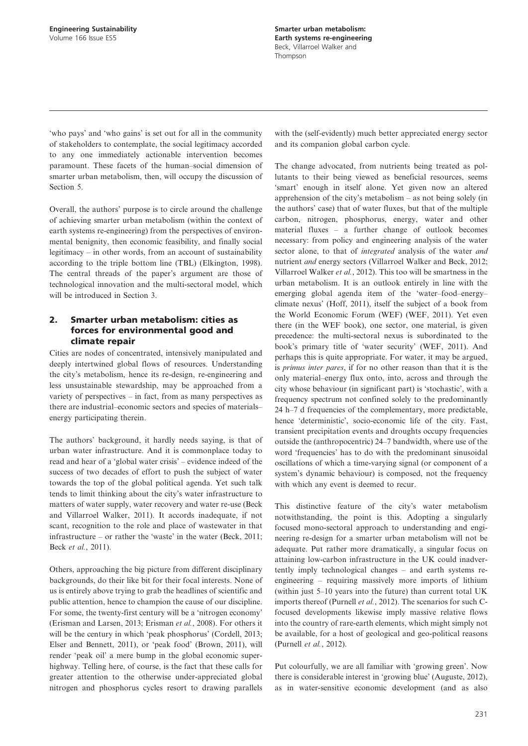'who pays' and 'who gains' is set out for all in the community of stakeholders to contemplate, the social legitimacy accorded to any one immediately actionable intervention becomes paramount. These facets of the human–social dimension of smarter urban metabolism, then, will occupy the discussion of Section 5.

Overall, the authors' purpose is to circle around the challenge of achieving smarter urban metabolism (within the context of earth systems re-engineering) from the perspectives of environmental benignity, then economic feasibility, and finally social legitimacy – in other words, from an account of sustainability according to the triple bottom line (TBL) (Elkington, 1998). The central threads of the paper's argument are those of technological innovation and the multi-sectoral model, which will be introduced in Section 3.

## 2. Smarter urban metabolism: cities as forces for environmental good and climate repair

Cities are nodes of concentrated, intensively manipulated and deeply intertwined global flows of resources. Understanding the city's metabolism, hence its re-design, re-engineering and less unsustainable stewardship, may be approached from a variety of perspectives – in fact, from as many perspectives as there are industrial–economic sectors and species of materials–energy participating therein.

The authors' background, it hardly needs saying, is that of urban water infrastructure. And it is commonplace today to read and hear of a 'global water crisis' – evidence indeed of the success of two decades of effort to push the subject of water towards the top of the global political agenda. Yet such talk tends to limit thinking about the city's water infrastructure to matters of water supply, water recovery and water re-use (Beck and Villarroel Walker, 2011). It accords inadequate, if not scant, recognition to the role and place of wastewater in that infrastructure – or rather the 'waste' in the water (Beck, 2011; Beck *et al.*, 2011).

Others, approaching the big picture from different disciplinary backgrounds, do their like bit for their focal interests. None of us is entirely above trying to grab the headlines of scientific and public attention, hence to champion the cause of our discipline. For some, the twenty-first century will be a 'nitrogen economy' (Erisman and Larsen, 2013; Erisman *et al.*, 2008). For others it will be the century in which 'peak phosphorus' (Cordell, 2013; Elser and Bennett, 2011), or 'peak food' (Brown, 2011), will render 'peak oil' a mere bump in the global economic superhighway. Telling here, of course, is the fact that these calls for greater attention to the otherwise under-appreciated global nitrogen and phosphorus cycles resort to drawing parallels with the (self-evidently) much better appreciated energy sector and its companion global carbon cycle.

The change advocated, from nutrients being treated as pollutants to their being viewed as beneficial resources, seems 'smart' enough in itself alone. Yet given now an altered apprehension of the city's metabolism – as not being solely (in the authors' case) that of water fluxes, but that of the multiple carbon, nitrogen, phosphorus, energy, water and other material fluxes – a further change of outlook becomes necessary: from policy and engineering analysis of the water sector alone, to that of *integrated* analysis of the water *and* nutrient *and* energy sectors (Villarroel Walker and Beck, 2012; Villarroel Walker *et al.*, 2012). This too will be smartness in the urban metabolism. It is an outlook entirely in line with the emerging global agenda item of the 'water–food–energy–climate nexus' (Hoff, 2011), itself the subject of a book from the World Economic Forum (WEF) (WEF, 2011). Yet even there (in the WEF book), one sector, one material, is given precedence: the multi-sectoral nexus is subordinated to the book's primary title of 'water security' (WEF, 2011). And perhaps this is quite appropriate. For water, it may be argued, is *primus inter pares*, if for no other reason than that it is the only material–energy flux onto, into, across and through the city whose behaviour (in significant part) is 'stochastic', with a frequency spectrum not confined solely to the predominantly 24 h–7 d frequencies of the complementary, more predictable, hence 'deterministic', socio-economic life of the city. Fast, transient precipitation events and droughts occupy frequencies outside the (anthropocentric) 24–7 bandwidth, where use of the word 'frequencies' has to do with the predominant sinusoidal oscillations of which a time-varying signal (or component of a system's dynamic behaviour) is composed, not the frequency with which any event is deemed to recur.

This distinctive feature of the city's water metabolism notwithstanding, the point is this. Adopting a singularly focused mono-sectoral approach to understanding and engineering re-design for a smarter urban metabolism will not be adequate. Put rather more dramatically, a singular focus on attaining low-carbon infrastructure in the UK could inadvertently imply technological changes – and earth systems re-engineering – requiring massively more imports of lithium (within just 5–10 years into the future) than current total UK imports thereof (Purnell *et al.*, 2012). The scenarios for such C-focused developments likewise imply massive relative flows into the country of rare-earth elements, which might simply not be available, for a host of geological and geo-political reasons (Purnell *et al.*, 2012).

Put colourfully, we are all familiar with 'growing green'. Now there is considerable interest in 'growing blue' (Auguste, 2012), as in water-sensitive economic development (and as also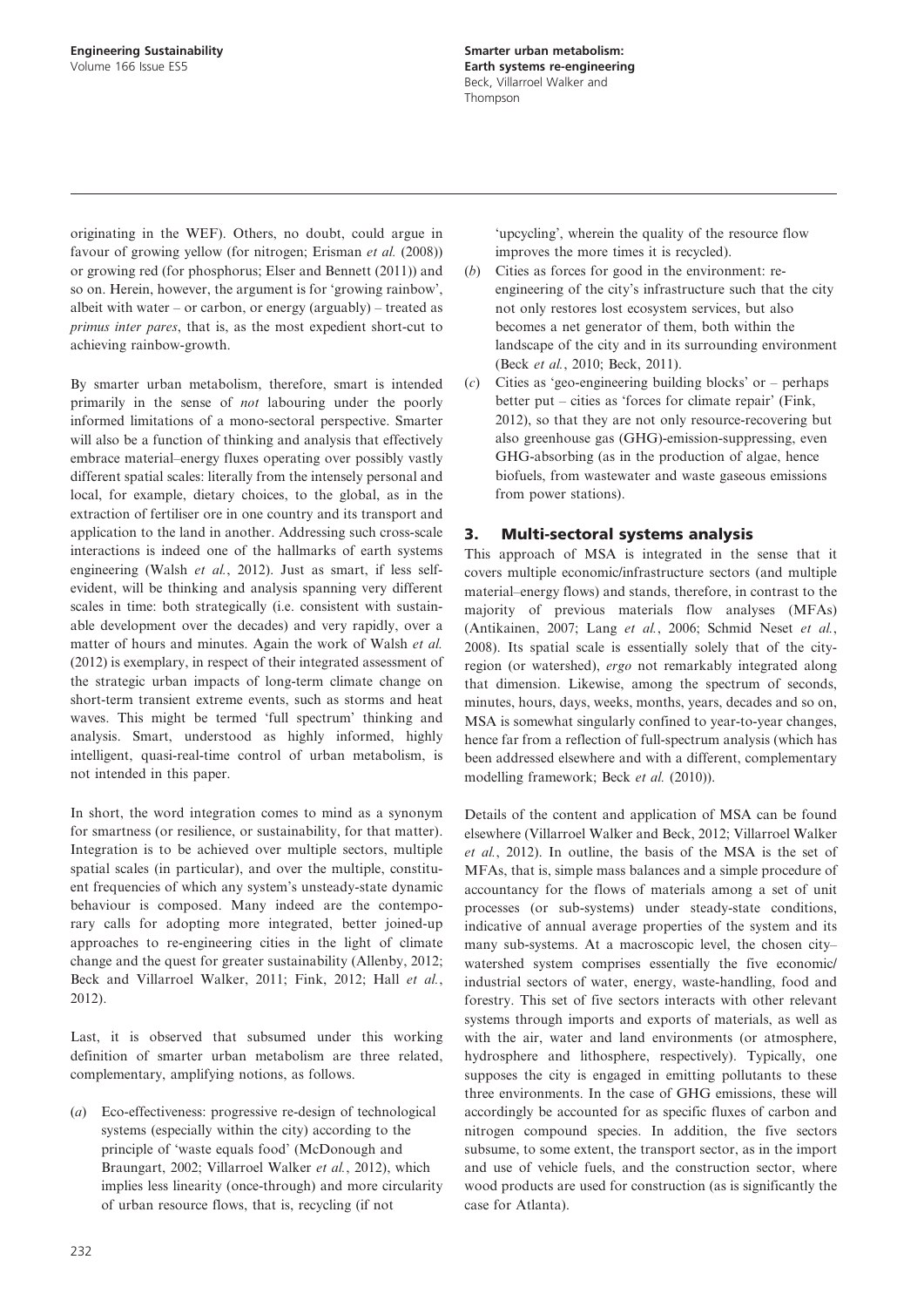originating in the WEF). Others, no doubt, could argue in favour of growing yellow (for nitrogen; Erisman *et al.* (2008)) or growing red (for phosphorus; Elser and Bennett (2011)) and so on. Herein, however, the argument is for 'growing rainbow', albeit with water – or carbon, or energy (arguably) – treated as *primus inter pares*, that is, as the most expedient short-cut to achieving rainbow-growth.

By smarter urban metabolism, therefore, smart is intended primarily in the sense of *not* labouring under the poorly informed limitations of a mono-sectoral perspective. Smarter will also be a function of thinking and analysis that effectively embrace material–energy fluxes operating over possibly vastly different spatial scales: literally from the intensely personal and local, for example, dietary choices, to the global, as in the extraction of fertiliser ore in one country and its transport and application to the land in another. Addressing such cross-scale interactions is indeed one of the hallmarks of earth systems engineering (Walsh *et al.*, 2012). Just as smart, if less self-evident, will be thinking and analysis spanning very different scales in time: both strategically (i.e. consistent with sustainable development over the decades) and very rapidly, over a matter of hours and minutes. Again the work of Walsh *et al.* (2012) is exemplary, in respect of their integrated assessment of the strategic urban impacts of long-term climate change on short-term transient extreme events, such as storms and heat waves. This might be termed 'full spectrum' thinking and analysis. Smart, understood as highly informed, highly intelligent, quasi-real-time control of urban metabolism, is not intended in this paper.

In short, the word integration comes to mind as a synonym for smartness (or resilience, or sustainability, for that matter). Integration is to be achieved over multiple sectors, multiple spatial scales (in particular), and over the multiple, constituent frequencies of which any system's unsteady-state dynamic behaviour is composed. Many indeed are the contemporary calls for adopting more integrated, better joined-up approaches to re-engineering cities in the light of climate change and the quest for greater sustainability (Allenby, 2012; Beck and Villarroel Walker, 2011; Fink, 2012; Hall *et al.*, 2012).

Last, it is observed that subsumed under this working definition of smarter urban metabolism are three related, complementary, amplifying notions, as follows.

(*a*) Eco-effectiveness: progressive re-design of technological systems (especially within the city) according to the principle of 'waste equals food' (McDonough and Braungart, 2002; Villarroel Walker *et al.*, 2012), which implies less linearity (once-through) and more circularity of urban resource flows, that is, recycling (if not 'upcycling', wherein the quality of the resource flow improves the more times it is recycled).

(*b*) Cities as forces for good in the environment: re-engineering of the city's infrastructure such that the city not only restores lost ecosystem services, but also becomes a net generator of them, both within the landscape of the city and in its surrounding environment (Beck *et al.*, 2010; Beck, 2011).

(*c*) Cities as 'geo-engineering building blocks' or – perhaps better put – cities as 'forces for climate repair' (Fink, 2012), so that they are not only resource-recovering but also greenhouse gas (GHG)-emission-suppressing, even GHG-absorbing (as in the production of algae, hence biofuels, from wastewater and waste gaseous emissions from power stations).

## 3. Multi-sectoral systems analysis

This approach of MSA is integrated in the sense that it covers multiple economic/infrastructure sectors (and multiple material–energy flows) and stands, therefore, in contrast to the majority of previous materials flow analyses (MFAs) (Antikainen, 2007; Lang *et al.*, 2006; Schmid Neset *et al.*, 2008). Its spatial scale is essentially solely that of the city-region (or watershed), *ergo* not remarkably integrated along that dimension. Likewise, among the spectrum of seconds, minutes, hours, days, weeks, months, years, decades and so on, MSA is somewhat singularly confined to year-to-year changes, hence far from a reflection of full-spectrum analysis (which has been addressed elsewhere and with a different, complementary modelling framework; Beck *et al.* (2010)).

Details of the content and application of MSA can be found elsewhere (Villarroel Walker and Beck, 2012; Villarroel Walker *et al.*, 2012). In outline, the basis of the MSA is the set of MFAs, that is, simple mass balances and a simple procedure of accountancy for the flows of materials among a set of unit processes (or sub-systems) under steady-state conditions, indicative of annual average properties of the system and its many sub-systems. At a macroscopic level, the chosen city–watershed system comprises essentially the five economic/industrial sectors of water, energy, waste-handling, food and forestry. This set of five sectors interacts with other relevant systems through imports and exports of materials, as well as with the air, water and land environments (or atmosphere, hydrosphere and lithosphere, respectively). Typically, one supposes the city is engaged in emitting pollutants to these three environments. In the case of GHG emissions, these will accordingly be accounted for as specific fluxes of carbon and nitrogen compound species. In addition, the five sectors subsume, to some extent, the transport sector, as in the import and use of vehicle fuels, and the construction sector, where wood products are used for construction (as is significantly the case for Atlanta).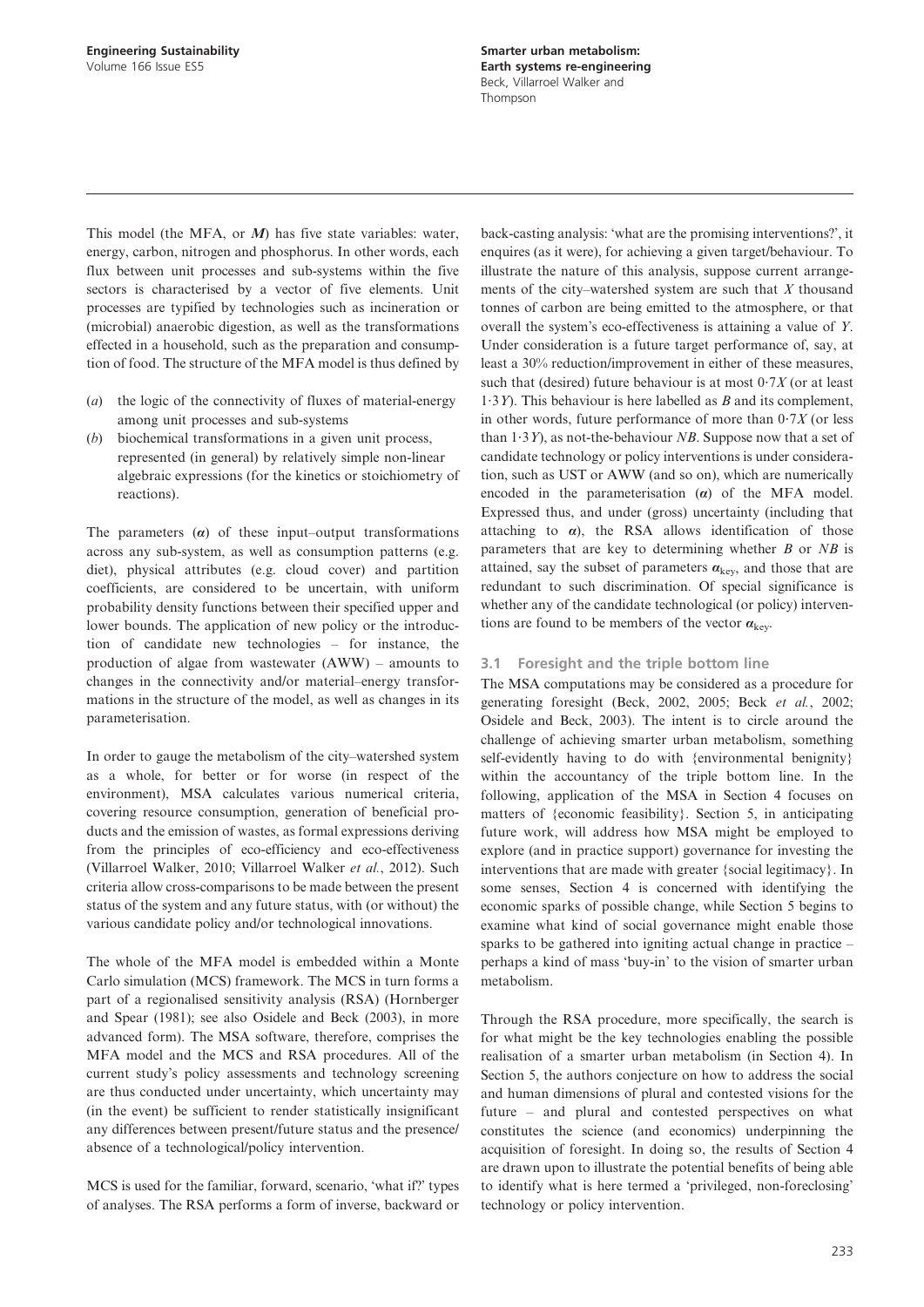This model (the MFA, or $\boldsymbol{M}$) has five state variables: water, energy, carbon, nitrogen and phosphorus. In other words, each flux between unit processes and sub-systems within the five sectors is characterised by a vector of five elements. Unit processes are typified by technologies such as incineration or (microbial) anaerobic digestion, as well as the transformations effected in a household, such as the preparation and consumption of food. The structure of the MFA model is thus defined by

(*a*) the logic of the connectivity of fluxes of material-energy among unit processes and sub-systems

(*b*) biochemical transformations in a given unit process, represented (in general) by relatively simple non-linear algebraic expressions (for the kinetics or stoichiometry of reactions).

The parameters ($\boldsymbol{\alpha}$) of these input–output transformations across any sub-system, as well as consumption patterns (e.g. diet), physical attributes (e.g. cloud cover) and partition coefficients, are considered to be uncertain, with uniform probability density functions between their specified upper and lower bounds. The application of new policy or the introduction of candidate new technologies – for instance, the production of algae from wastewater (AWW) – amounts to changes in the connectivity and/or material–energy transformations in the structure of the model, as well as changes in its parameterisation.

In order to gauge the metabolism of the city–watershed system as a whole, for better or for worse (in respect of the environment), MSA calculates various numerical criteria, covering resource consumption, generation of beneficial products and the emission of wastes, as formal expressions deriving from the principles of eco-efficiency and eco-effectiveness (Villarroel Walker, 2010; Villarroel Walker *et al.*, 2012). Such criteria allow cross-comparisons to be made between the present status of the system and any future status, with (or without) the various candidate policy and/or technological innovations.

The whole of the MFA model is embedded within a Monte Carlo simulation (MCS) framework. The MCS in turn forms a part of a regionalised sensitivity analysis (RSA) (Hornberger and Spear (1981); see also Osidele and Beck (2003), in more advanced form). The MSA software, therefore, comprises the MFA model and the MCS and RSA procedures. All of the current study's policy assessments and technology screening are thus conducted under uncertainty, which uncertainty may (in the event) be sufficient to render statistically insignificant any differences between present/future status and the presence/absence of a technological/policy intervention.

MCS is used for the familiar, forward, scenario, 'what if?' types of analyses. The RSA performs a form of inverse, backward or back-casting analysis: 'what are the promising interventions?', it enquires (as it were), for achieving a given target/behaviour. To illustrate the nature of this analysis, suppose current arrangements of the city–watershed system are such that $X$ thousand tonnes of carbon are being emitted to the atmosphere, or that overall the system's eco-effectiveness is attaining a value of $Y$. Under consideration is a future target performance of, say, at least a 30% reduction/improvement in either of these measures, such that (desired) future behaviour is at most $0{\cdot}7X$ (or at least $1{\cdot}3Y$). This behaviour is here labelled as $B$ and its complement, in other words, future performance of more than $0{\cdot}7X$ (or less than $1{\cdot}3Y$), as not-the-behaviour $NB$. Suppose now that a set of candidate technology or policy interventions is under consideration, such as UST or AWW (and so on), which are numerically encoded in the parameterisation ($\boldsymbol{\alpha}$) of the MFA model. Expressed thus, and under (gross) uncertainty (including that attaching to $\boldsymbol{\alpha}$), the RSA allows identification of those parameters that are key to determining whether $B$ or $NB$ is attained, say the subset of parameters $\boldsymbol{\alpha}_{\text{key}}$, and those that are redundant to such discrimination. Of special significance is whether any of the candidate technological (or policy) interventions are found to be members of the vector $\boldsymbol{\alpha}_{\text{key}}$.

### 3.1 Foresight and the triple bottom line

The MSA computations may be considered as a procedure for generating foresight (Beck, 2002, 2005; Beck *et al.*, 2002; Osidele and Beck, 2003). The intent is to circle around the challenge of achieving smarter urban metabolism, something self-evidently having to do with {environmental benignity} within the accountancy of the triple bottom line. In the following, application of the MSA in Section 4 focuses on matters of {economic feasibility}. Section 5, in anticipating future work, will address how MSA might be employed to explore (and in practice support) governance for investing the interventions that are made with greater {social legitimacy}. In some senses, Section 4 is concerned with identifying the economic sparks of possible change, while Section 5 begins to examine what kind of social governance might enable those sparks to be gathered into igniting actual change in practice – perhaps a kind of mass 'buy-in' to the vision of smarter urban metabolism.

Through the RSA procedure, more specifically, the search is for what might be the key technologies enabling the possible realisation of a smarter urban metabolism (in Section 4). In Section 5, the authors conjecture on how to address the social and human dimensions of plural and contested visions for the future – and plural and contested perspectives on what constitutes the science (and economics) underpinning the acquisition of foresight. In doing so, the results of Section 4 are drawn upon to illustrate the potential benefits of being able to identify what is here termed a 'privileged, non-foreclosing' technology or policy intervention.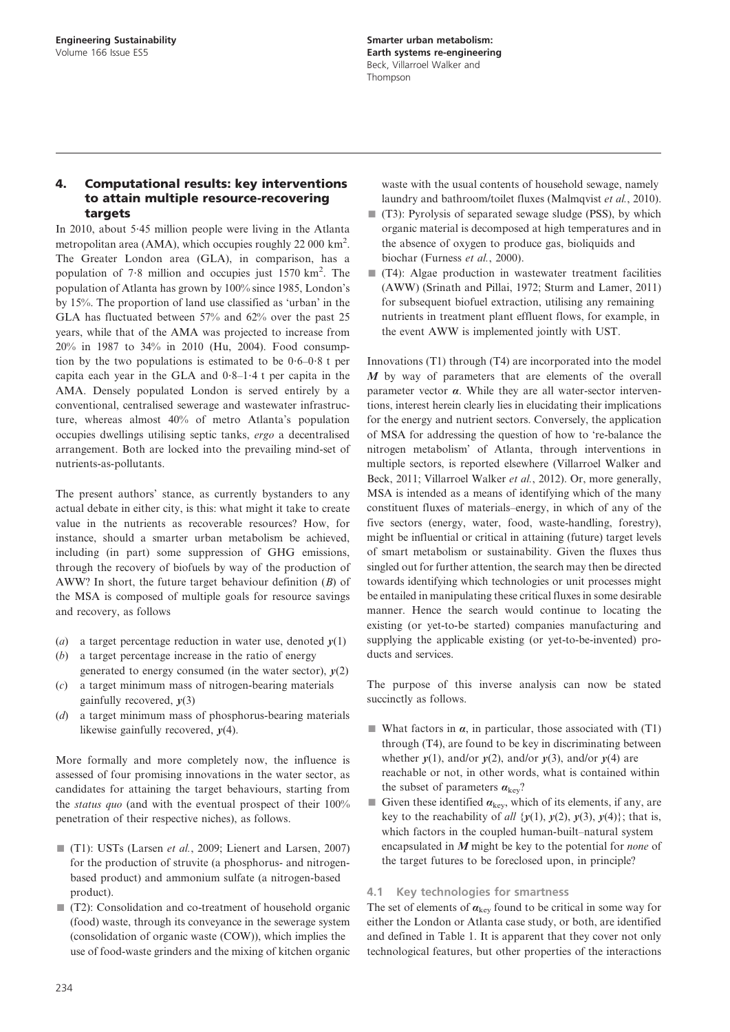## 4. Computational results: key interventions to attain multiple resource-recovering targets

In 2010, about 5·45 million people were living in the Atlanta metropolitan area (AMA), which occupies roughly 22 000 $km^2$. The Greater London area (GLA), in comparison, has a population of 7·8 million and occupies just 1570 $km^2$. The population of Atlanta has grown by 100% since 1985, London's by 15%. The proportion of land use classified as 'urban' in the GLA has fluctuated between 57% and 62% over the past 25 years, while that of the AMA was projected to increase from 20% in 1987 to 34% in 2010 (Hu, 2004). Food consumption by the two populations is estimated to be 0·6–0·8 t per capita each year in the GLA and 0·8–1·4 t per capita in the AMA. Densely populated London is served entirely by a conventional, centralised sewerage and wastewater infrastructure, whereas almost 40% of metro Atlanta's population occupies dwellings utilising septic tanks, *ergo* a decentralised arrangement. Both are locked into the prevailing mind-set of nutrients-as-pollutants.

The present authors' stance, as currently bystanders to any actual debate in either city, is this: what might it take to create value in the nutrients as recoverable resources? How, for instance, should a smarter urban metabolism be achieved, including (in part) some suppression of GHG emissions, through the recovery of biofuels by way of the production of AWW? In short, the future target behaviour definition ($B$) of the MSA is composed of multiple goals for resource savings and recovery, as follows

(*a*) a target percentage reduction in water use, denoted $\boldsymbol{y}(1)$
(*b*) a target percentage increase in the ratio of energy generated to energy consumed (in the water sector), $\boldsymbol{y}(2)$
(*c*) a target minimum mass of nitrogen-bearing materials gainfully recovered, $\boldsymbol{y}(3)$
(*d*) a target minimum mass of phosphorus-bearing materials likewise gainfully recovered, $\boldsymbol{y}(4)$.

More formally and more completely now, the influence is assessed of four promising innovations in the water sector, as candidates for attaining the target behaviours, starting from the *status quo* (and with the eventual prospect of their 100% penetration of their respective niches), as follows.

- (T1): USTs (Larsen *et al.*, 2009; Lienert and Larsen, 2007) for the production of struvite (a phosphorus- and nitrogen-based product) and ammonium sulfate (a nitrogen-based product).
- (T2): Consolidation and co-treatment of household organic (food) waste, through its conveyance in the sewerage system (consolidation of organic waste (COW)), which implies the use of food-waste grinders and the mixing of kitchen organic waste with the usual contents of household sewage, namely laundry and bathroom/toilet fluxes (Malmqvist *et al.*, 2010).
- (T3): Pyrolysis of separated sewage sludge (PSS), by which organic material is decomposed at high temperatures and in the absence of oxygen to produce gas, bioliquids and biochar (Furness *et al.*, 2000).
- (T4): Algae production in wastewater treatment facilities (AWW) (Srinath and Pillai, 1972; Sturm and Lamer, 2011) for subsequent biofuel extraction, utilising any remaining nutrients in treatment plant effluent flows, for example, in the event AWW is implemented jointly with UST.

Innovations (T1) through (T4) are incorporated into the model $\boldsymbol{M}$ by way of parameters that are elements of the overall parameter vector $\boldsymbol{\alpha}$. While they are all water-sector interventions, interest herein clearly lies in elucidating their implications for the energy and nutrient sectors. Conversely, the application of MSA for addressing the question of how to 're-balance the nitrogen metabolism' of Atlanta, through interventions in multiple sectors, is reported elsewhere (Villarroel Walker and Beck, 2011; Villarroel Walker *et al.*, 2012). Or, more generally, MSA is intended as a means of identifying which of the many constituent fluxes of materials–energy, in which of any of the five sectors (energy, water, food, waste-handling, forestry), might be influential or critical in attaining (future) target levels of smart metabolism or sustainability. Given the fluxes thus singled out for further attention, the search may then be directed towards identifying which technologies or unit processes might be entailed in manipulating these critical fluxes in some desirable manner. Hence the search would continue to locating the existing (or yet-to-be started) companies manufacturing and supplying the applicable existing (or yet-to-be-invented) products and services.

The purpose of this inverse analysis can now be stated succinctly as follows.

- What factors in $\boldsymbol{\alpha}$, in particular, those associated with (T1) through (T4), are found to be key in discriminating between whether $\boldsymbol{y}(1)$, and/or $\boldsymbol{y}(2)$, and/or $\boldsymbol{y}(3)$, and/or $\boldsymbol{y}(4)$ are reachable or not, in other words, what is contained within the subset of parameters $\boldsymbol{\alpha}_{\text{key}}$?
- Given these identified $\boldsymbol{\alpha}_{\text{key}}$, which of its elements, if any, are key to the reachability of *all* $\{\boldsymbol{y}(1), \boldsymbol{y}(2), \boldsymbol{y}(3), \boldsymbol{y}(4)\}$; that is, which factors in the coupled human-built–natural system encapsulated in $\boldsymbol{M}$ might be key to the potential for *none* of the target futures to be foreclosed upon, in principle?

### 4.1 Key technologies for smartness

The set of elements of $\boldsymbol{\alpha}_{\text{key}}$ found to be critical in some way for either the London or Atlanta case study, or both, are identified and defined in Table 1. It is apparent that they cover not only technological features, but other properties of the interactions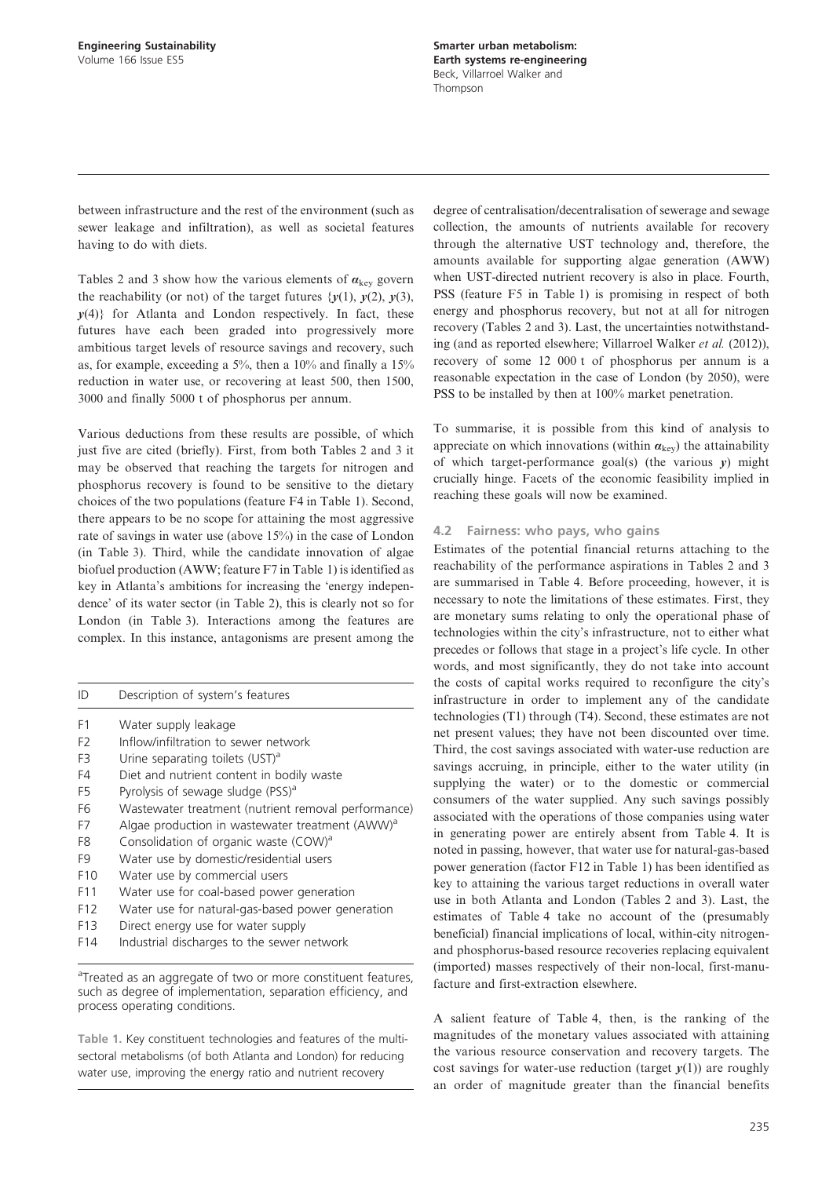between infrastructure and the rest of the environment (such as sewer leakage and infiltration), as well as societal features having to do with diets.

Tables 2 and 3 show how the various elements of $\boldsymbol{\alpha}_{\text{key}}$ govern the reachability (or not) of the target futures $\{\boldsymbol{y}(1), \boldsymbol{y}(2), \boldsymbol{y}(3), \boldsymbol{y}(4)\}$ for Atlanta and London respectively. In fact, these futures have each been graded into progressively more ambitious target levels of resource savings and recovery, such as, for example, exceeding a 5%, then a 10% and finally a 15% reduction in water use, or recovering at least 500, then 1500, 3000 and finally 5000 t of phosphorus per annum.

Various deductions from these results are possible, of which just five are cited (briefly). First, from both Tables 2 and 3 it may be observed that reaching the targets for nitrogen and phosphorus recovery is found to be sensitive to the dietary choices of the two populations (feature F4 in Table 1). Second, there appears to be no scope for attaining the most aggressive rate of savings in water use (above 15%) in the case of London (in Table 3). Third, while the candidate innovation of algae biofuel production (AWW; feature F7 in Table 1) is identified as key in Atlanta's ambitions for increasing the 'energy independence' of its water sector (in Table 2), this is clearly not so for London (in Table 3). Interactions among the features are complex. In this instance, antagonisms are present among the degree of centralisation/decentralisation of sewerage and sewage collection, the amounts of nutrients available for recovery through the alternative UST technology and, therefore, the amounts available for supporting algae generation (AWW) when UST-directed nutrient recovery is also in place. Fourth, PSS (feature F5 in Table 1) is promising in respect of both energy and phosphorus recovery, but not at all for nitrogen recovery (Tables 2 and 3). Last, the uncertainties notwithstanding (and as reported elsewhere; Villarroel Walker *et al.* (2012)), recovery of some 12 000 t of phosphorus per annum is a reasonable expectation in the case of London (by 2050), were PSS to be installed by then at 100% market penetration.

To summarise, it is possible from this kind of analysis to appreciate on which innovations (within $\boldsymbol{\alpha}_{\text{key}}$) the attainability of which target-performance goal(s) (the various $\boldsymbol{y}$) might crucially hinge. Facets of the economic feasibility implied in reaching these goals will now be examined.

| ID | Description of system's features |
|---|---|
| F1 | Water supply leakage |
| F2 | Inflow/infiltration to sewer network |
| F3 | Urine separating toilets (UST)[a] |
| F4 | Diet and nutrient content in bodily waste |
| F5 | Pyrolysis of sewage sludge (PSS)[a] |
| F6 | Wastewater treatment (nutrient removal performance) |
| F7 | Algae production in wastewater treatment (AWW)[a] |
| F8 | Consolidation of organic waste (COW)[a] |
| F9 | Water use by domestic/residential users |
| F10 | Water use by commercial users |
| F11 | Water use for coal-based power generation |
| F12 | Water use for natural-gas-based power generation |
| F13 | Direct energy use for water supply |
| F14 | Industrial discharges to the sewer network |

[a]Treated as an aggregate of two or more constituent features, such as degree of implementation, separation efficiency, and process operating conditions.

**Table 1.** Key constituent technologies and features of the multi-sectoral metabolisms (of both Atlanta and London) for reducing water use, improving the energy ratio and nutrient recovery

### 4.2 Fairness: who pays, who gains

Estimates of the potential financial returns attaching to the reachability of the performance aspirations in Tables 2 and 3 are summarised in Table 4. Before proceeding, however, it is necessary to note the limitations of these estimates. First, they are monetary sums relating to only the operational phase of technologies within the city's infrastructure, not to either what precedes or follows that stage in a project's life cycle. In other words, and most significantly, they do not take into account the costs of capital works required to reconfigure the city's infrastructure in order to implement any of the candidate technologies (T1) through (T4). Second, these estimates are not net present values; they have not been discounted over time. Third, the cost savings associated with water-use reduction are savings accruing, in principle, either to the water utility (in supplying the water) or to the domestic or commercial consumers of the water supplied. Any such savings possibly associated with the operations of those companies using water in generating power are entirely absent from Table 4. It is noted in passing, however, that water use for natural-gas-based power generation (factor F12 in Table 1) has been identified as key to attaining the various target reductions in overall water use in both Atlanta and London (Tables 2 and 3). Last, the estimates of Table 4 take no account of the (presumably beneficial) financial implications of local, within-city nitrogen- and phosphorus-based resource recoveries replacing equivalent (imported) masses respectively of their non-local, first-manufacture and first-extraction elsewhere.

A salient feature of Table 4, then, is the ranking of the magnitudes of the monetary values associated with attaining the various resource conservation and recovery targets. The cost savings for water-use reduction (target $\boldsymbol{y}(1)$) are roughly an order of magnitude greater than the financial benefits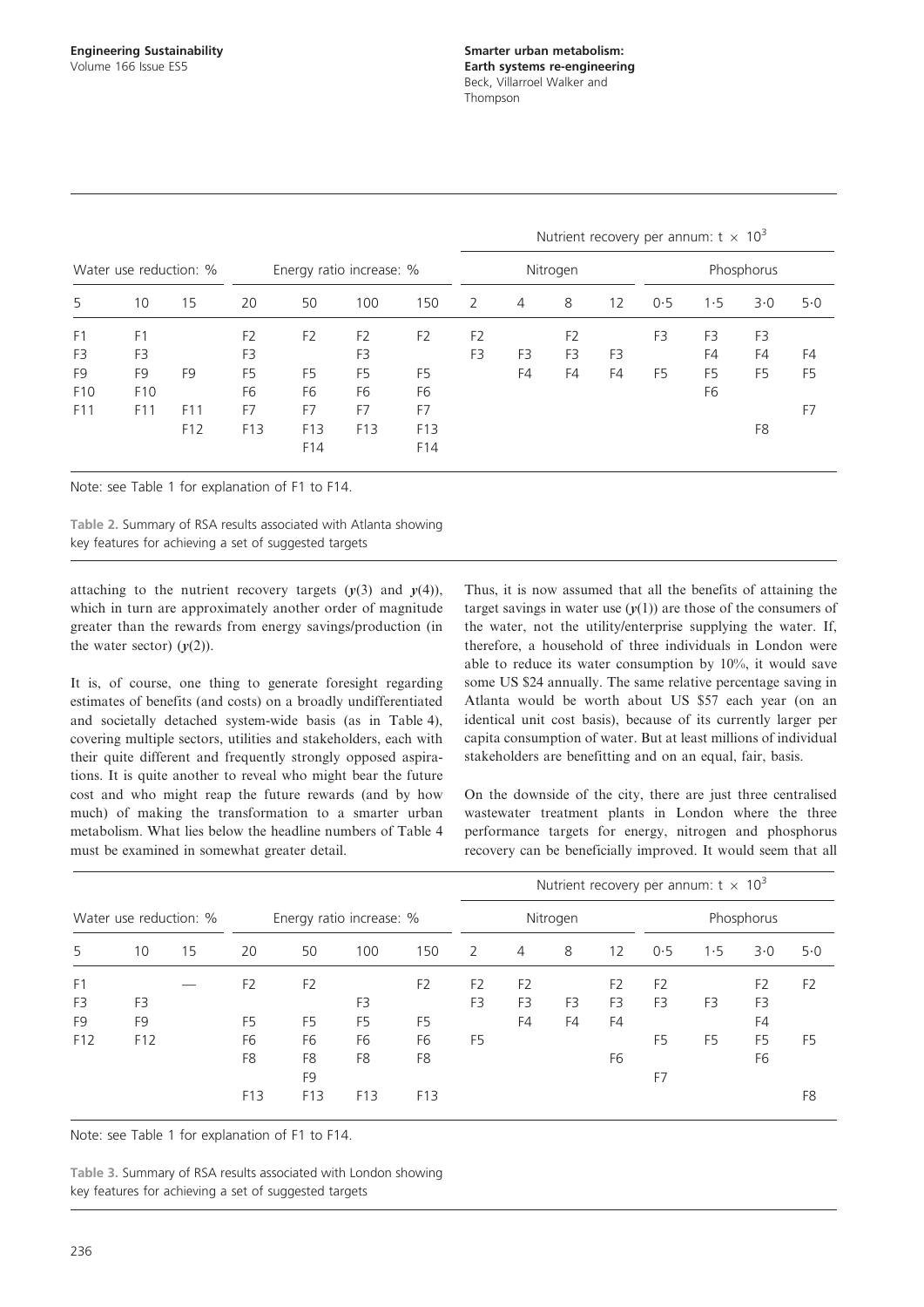| Water use reduction: % | | | Energy ratio increase: % | | | | Nutrient recovery per annum: t × $10^3$ | | | | | | | |
|---|---|---|---|---|---|---|---|---|---|---|---|---|---|---|
| | | | | | | | Nitrogen | | | | Phosphorus | | | |
| 5 | 10 | 15 | 20 | 50 | 100 | 150 | 2 | 4 | 8 | 12 | 0·5 | 1·5 | 3·0 | 5·0 |
| F1 | F1 | | F2 | F2 | F2 | F2 | F2 | | F2 | | F3 | F3 | F3 | |
| F3 | F3 | | F3 | | F3 | | F3 | F3 | F3 | F3 | | F4 | F4 | F4 |
| F9 | F9 | F9 | F5 | F5 | F5 | F5 | | F4 | F4 | F4 | F5 | F5 | F5 | F5 |
| F10 | F10 | | F6 | F6 | F6 | F6 | | | | | | F6 | | |
| F11 | F11 | F11 | F7 | F7 | F7 | F7 | | | | | | | | F7 |
| | | F12 | F13 | F13 | F13 | F13 | | | | | | | F8 | |
| | | | | F14 | | F14 | | | | | | | | |

Note: see Table 1 for explanation of F1 to F14.

**Table 2.** Summary of RSA results associated with Atlanta showing key features for achieving a set of suggested targets

attaching to the nutrient recovery targets ($y(3)$ and $y(4)$), which in turn are approximately another order of magnitude greater than the rewards from energy savings/production (in the water sector) ($y(2)$).

It is, of course, one thing to generate foresight regarding estimates of benefits (and costs) on a broadly undifferentiated and societally detached system-wide basis (as in Table 4), covering multiple sectors, utilities and stakeholders, each with their quite different and frequently strongly opposed aspirations. It is quite another to reveal who might bear the future cost and who might reap the future rewards (and by how much) of making the transformation to a smarter urban metabolism. What lies below the headline numbers of Table 4 must be examined in somewhat greater detail.

Thus, it is now assumed that all the benefits of attaining the target savings in water use ($y(1)$) are those of the consumers of the water, not the utility/enterprise supplying the water. If, therefore, a household of three individuals in London were able to reduce its water consumption by 10%, it would save some US $24 annually. The same relative percentage saving in Atlanta would be worth about US $57 each year (on an identical unit cost basis), because of its currently larger per capita consumption of water. But at least millions of individual stakeholders are benefitting and on an equal, fair, basis.

On the downside of the city, there are just three centralised wastewater treatment plants in London where the three performance targets for energy, nitrogen and phosphorus recovery can be beneficially improved. It would seem that all

| Water use reduction: % | | | Energy ratio increase: % | | | | Nutrient recovery per annum: t × $10^3$ | | | | | | | |
|---|---|---|---|---|---|---|---|---|---|---|---|---|---|---|
| | | | | | | | Nitrogen | | | | Phosphorus | | | |
| 5 | 10 | 15 | 20 | 50 | 100 | 150 | 2 | 4 | 8 | 12 | 0·5 | 1·5 | 3·0 | 5·0 |
| F1 | | — | F2 | F2 | | F2 | F2 | F2 | | F2 | F2 | | F2 | F2 |
| F3 | F3 | | | | F3 | | F3 | F3 | F3 | F3 | F3 | F3 | F3 | |
| F9 | F9 | | F5 | F5 | F5 | F5 | | F4 | F4 | F4 | | | F4 | |
| F12 | F12 | | F6 | F6 | F6 | F6 | F5 | | | | F5 | F5 | F5 | F5 |
| | | | F8 | F8 | F8 | F8 | | | | F6 | | | F6 | |
| | | | | F9 | | | | | | | F7 | | | |
| | | | F13 | F13 | F13 | F13 | | | | | | | | F8 |

Note: see Table 1 for explanation of F1 to F14.

**Table 3.** Summary of RSA results associated with London showing key features for achieving a set of suggested targets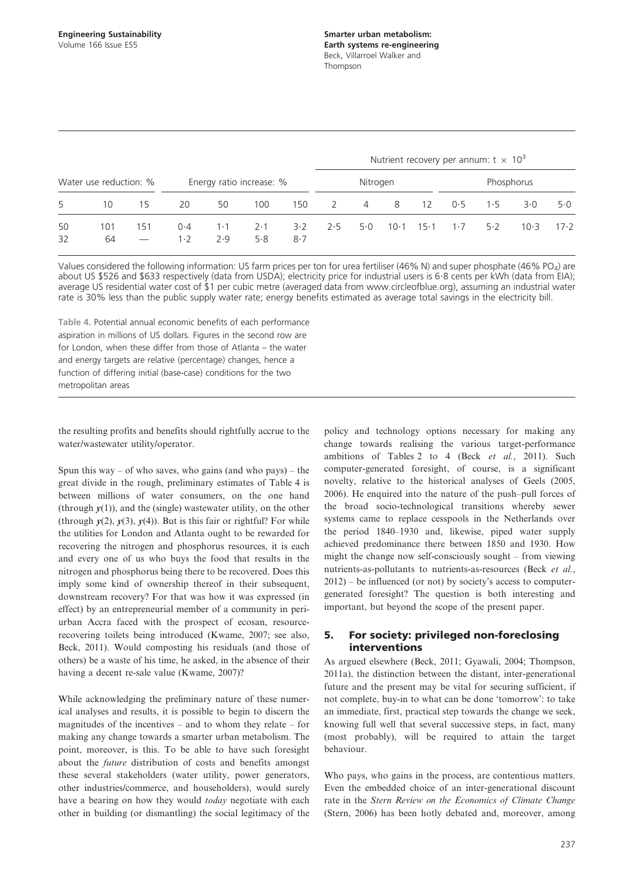| Water use reduction: % | | | Energy ratio increase: % | | | | Nutrient recovery per annum: t × $10^3$ | | | | | | | |
|---|---|---|---|---|---|---|---|---|---|---|---|---|---|---|
| | | | | | | | Nitrogen | | | | Phosphorus | | | |
| 5 | 10 | 15 | 20 | 50 | 100 | 150 | 2 | 4 | 8 | 12 | 0·5 | 1·5 | 3·0 | 5·0 |
| 50 | 101 | 151 | 0·4 | 1·1 | 2·1 | 3·2 | 2·5 | 5·0 | 10·1 | 15·1 | 1·7 | 5·2 | 10·3 | 17·2 |
| 32 | 64 | — | 1·2 | 2·9 | 5·8 | 8·7 | | | | | | | | |

Values considered the following information: US farm prices per ton for urea fertiliser (46% N) and super phosphate (46% $PO_4$) are about US \$526 and \$633 respectively (data from USDA); electricity price for industrial users is 6·8 cents per kWh (data from EIA); average US residential water cost of \$1 per cubic metre (averaged data from www.circleofblue.org), assuming an industrial water rate is 30% less than the public supply water rate; energy benefits estimated as average total savings in the electricity bill.

Table 4. Potential annual economic benefits of each performance aspiration in millions of US dollars. Figures in the second row are for London, when these differ from those of Atlanta – the water and energy targets are relative (percentage) changes, hence a function of differing initial (base-case) conditions for the two metropolitan areas

the resulting profits and benefits should rightfully accrue to the water/wastewater utility/operator.

Spun this way – of who saves, who gains (and who pays) – the great divide in the rough, preliminary estimates of Table 4 is between millions of water consumers, on the one hand (through $y(1)$), and the (single) wastewater utility, on the other (through $y(2)$, $y(3)$, $y(4)$). But is this fair or rightful? For while the utilities for London and Atlanta ought to be rewarded for recovering the nitrogen and phosphorus resources, it is each and every one of us who buys the food that results in the nitrogen and phosphorus being there to be recovered. Does this imply some kind of ownership thereof in their subsequent, downstream recovery? For that was how it was expressed (in effect) by an entrepreneurial member of a community in peri-urban Accra faced with the prospect of ecosan, resource-recovering toilets being introduced (Kwame, 2007; see also, Beck, 2011). Would composting his residuals (and those of others) be a waste of his time, he asked, in the absence of their having a decent re-sale value (Kwame, 2007)?

While acknowledging the preliminary nature of these numerical analyses and results, it is possible to begin to discern the magnitudes of the incentives – and to whom they relate – for making any change towards a smarter urban metabolism. The point, moreover, is this. To be able to have such foresight about the *future* distribution of costs and benefits amongst these several stakeholders (water utility, power generators, other industries/commerce, and householders), would surely have a bearing on how they would *today* negotiate with each other in building (or dismantling) the social legitimacy of the policy and technology options necessary for making any change towards realising the various target-performance ambitions of Tables 2 to 4 (Beck *et al.*, 2011). Such computer-generated foresight, of course, is a significant novelty, relative to the historical analyses of Geels (2005, 2006). He enquired into the nature of the push–pull forces of the broad socio-technological transitions whereby sewer systems came to replace cesspools in the Netherlands over the period 1840–1930 and, likewise, piped water supply achieved predominance there between 1850 and 1930. How might the change now self-consciously sought – from viewing nutrients-as-pollutants to nutrients-as-resources (Beck *et al.*, 2012) – be influenced (or not) by society's access to computer-generated foresight? The question is both interesting and important, but beyond the scope of the present paper.

## 5. For society: privileged non-foreclosing interventions

As argued elsewhere (Beck, 2011; Gyawali, 2004; Thompson, 2011a), the distinction between the distant, inter-generational future and the present may be vital for securing sufficient, if not complete, buy-in to what can be done 'tomorrow': to take an immediate, first, practical step towards the change we seek, knowing full well that several successive steps, in fact, many (most probably), will be required to attain the target behaviour.

Who pays, who gains in the process, are contentious matters. Even the embedded choice of an inter-generational discount rate in the *Stern Review on the Economics of Climate Change* (Stern, 2006) has been hotly debated and, moreover, among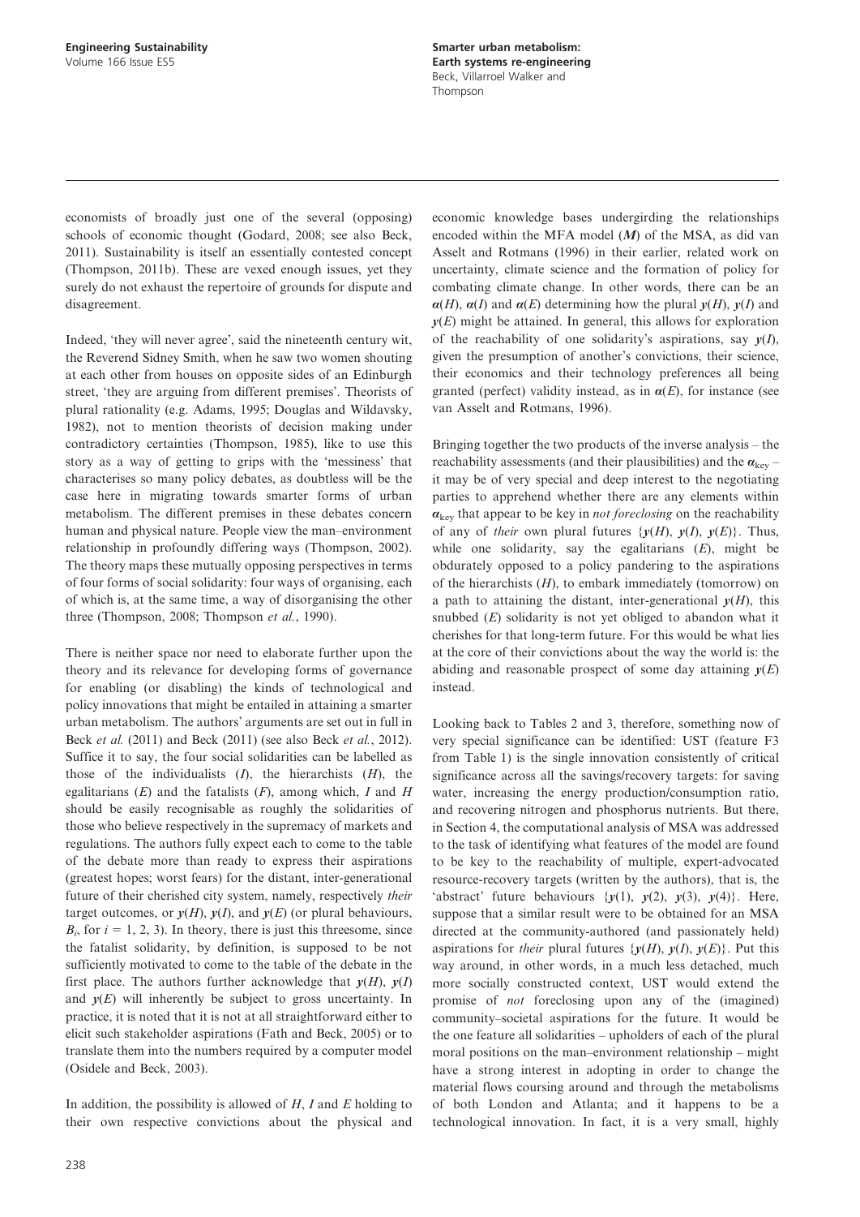economists of broadly just one of the several (opposing) schools of economic thought (Godard, 2008; see also Beck, 2011). Sustainability is itself an essentially contested concept (Thompson, 2011b). These are vexed enough issues, yet they surely do not exhaust the repertoire of grounds for dispute and disagreement.

Indeed, 'they will never agree', said the nineteenth century wit, the Reverend Sidney Smith, when he saw two women shouting at each other from houses on opposite sides of an Edinburgh street, 'they are arguing from different premises'. Theorists of plural rationality (e.g. Adams, 1995; Douglas and Wildavsky, 1982), not to mention theorists of decision making under contradictory certainties (Thompson, 1985), like to use this story as a way of getting to grips with the 'messiness' that characterises so many policy debates, as doubtless will be the case here in migrating towards smarter forms of urban metabolism. The different premises in these debates concern human and physical nature. People view the man–environment relationship in profoundly differing ways (Thompson, 2002). The theory maps these mutually opposing perspectives in terms of four forms of social solidarity: four ways of organising, each of which is, at the same time, a way of disorganising the other three (Thompson, 2008; Thompson *et al.*, 1990).

There is neither space nor need to elaborate further upon the theory and its relevance for developing forms of governance for enabling (or disabling) the kinds of technological and policy innovations that might be entailed in attaining a smarter urban metabolism. The authors' arguments are set out in full in Beck *et al.* (2011) and Beck (2011) (see also Beck *et al.*, 2012). Suffice it to say, the four social solidarities can be labelled as those of the individualists ($I$), the hierarchists ($H$), the egalitarians ($E$) and the fatalists ($F$), among which, $I$ and $H$ should be easily recognisable as roughly the solidarities of those who believe respectively in the supremacy of markets and regulations. The authors fully expect each to come to the table of the debate more than ready to express their aspirations (greatest hopes; worst fears) for the distant, inter-generational future of their cherished city system, namely, respectively *their* target outcomes, or $\boldsymbol{y}(H)$, $\boldsymbol{y}(I)$, and $\boldsymbol{y}(E)$ (or plural behaviours, $B_i$, for $i = 1, 2, 3$). In theory, there is just this threesome, since the fatalist solidarity, by definition, is supposed to be not sufficiently motivated to come to the table of the debate in the first place. The authors further acknowledge that $\boldsymbol{y}(H)$, $\boldsymbol{y}(I)$ and $\boldsymbol{y}(E)$ will inherently be subject to gross uncertainty. In practice, it is noted that it is not at all straightforward either to elicit such stakeholder aspirations (Fath and Beck, 2005) or to translate them into the numbers required by a computer model (Osidele and Beck, 2003).

In addition, the possibility is allowed of $H$, $I$ and $E$ holding to their own respective convictions about the physical and economic knowledge bases undergirding the relationships encoded within the MFA model ($\boldsymbol{M}$) of the MSA, as did van Asselt and Rotmans (1996) in their earlier, related work on uncertainty, climate science and the formation of policy for combating climate change. In other words, there can be an $\boldsymbol{\alpha}(H)$, $\boldsymbol{\alpha}(I)$ and $\boldsymbol{\alpha}(E)$ determining how the plural $\boldsymbol{y}(H)$, $\boldsymbol{y}(I)$ and $\boldsymbol{y}(E)$ might be attained. In general, this allows for exploration of the reachability of one solidarity's aspirations, say $\boldsymbol{y}(I)$, given the presumption of another's convictions, their science, their economics and their technology preferences all being granted (perfect) validity instead, as in $\boldsymbol{\alpha}(E)$, for instance (see van Asselt and Rotmans, 1996).

Bringing together the two products of the inverse analysis – the reachability assessments (and their plausibilities) and the $\boldsymbol{\alpha}_{\text{key}}$ – it may be of very special and deep interest to the negotiating parties to apprehend whether there are any elements within $\boldsymbol{\alpha}_{\text{key}}$ that appear to be key in *not foreclosing* on the reachability of any of *their* own plural futures $\{\boldsymbol{y}(H), \boldsymbol{y}(I), \boldsymbol{y}(E)\}$. Thus, while one solidarity, say the egalitarians ($E$), might be obdurately opposed to a policy pandering to the aspirations of the hierarchists ($H$), to embark immediately (tomorrow) on a path to attaining the distant, inter-generational $\boldsymbol{y}(H)$, this snubbed ($E$) solidarity is not yet obliged to abandon what it cherishes for that long-term future. For this would be what lies at the core of their convictions about the way the world is: the abiding and reasonable prospect of some day attaining $\boldsymbol{y}(E)$ instead.

Looking back to Tables 2 and 3, therefore, something now of very special significance can be identified: UST (feature F3 from Table 1) is the single innovation consistently of critical significance across all the savings/recovery targets: for saving water, increasing the energy production/consumption ratio, and recovering nitrogen and phosphorus nutrients. But there, in Section 4, the computational analysis of MSA was addressed to the task of identifying what features of the model are found to be key to the reachability of multiple, expert-advocated resource-recovery targets (written by the authors), that is, the 'abstract' future behaviours $\{\boldsymbol{y}(1), \boldsymbol{y}(2), \boldsymbol{y}(3), \boldsymbol{y}(4)\}$. Here, suppose that a similar result were to be obtained for an MSA directed at the community-authored (and passionately held) aspirations for *their* plural futures $\{\boldsymbol{y}(H), \boldsymbol{y}(I), \boldsymbol{y}(E)\}$. Put this way around, in other words, in a much less detached, much more socially constructed context, UST would extend the promise of *not* foreclosing upon any of the (imagined) community–societal aspirations for the future. It would be the one feature all solidarities – upholders of each of the plural moral positions on the man–environment relationship – might have a strong interest in adopting in order to change the material flows coursing around and through the metabolisms of both London and Atlanta; and it happens to be a technological innovation. In fact, it is a very small, highly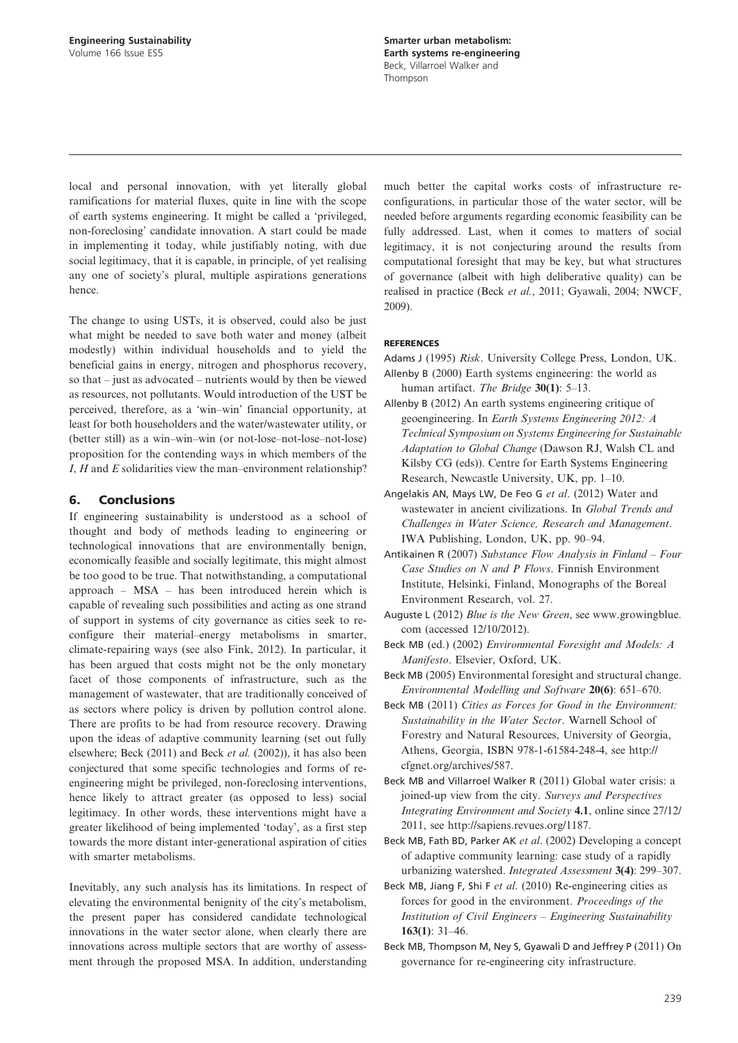local and personal innovation, with yet literally global ramifications for material fluxes, quite in line with the scope of earth systems engineering. It might be called a 'privileged, non-foreclosing' candidate innovation. A start could be made in implementing it today, while justifiably noting, with due social legitimacy, that it is capable, in principle, of yet realising any one of society's plural, multiple aspirations generations hence.

The change to using USTs, it is observed, could also be just what might be needed to save both water and money (albeit modestly) within individual households and to yield the beneficial gains in energy, nitrogen and phosphorus recovery, so that – just as advocated – nutrients would by then be viewed as resources, not pollutants. Would introduction of the UST be perceived, therefore, as a 'win–win' financial opportunity, at least for both householders and the water/wastewater utility, or (better still) as a win–win–win (or not-lose–not-lose–not-lose) proposition for the contending ways in which members of the *I*, *H* and *E* solidarities view the man–environment relationship?

## 6. Conclusions

If engineering sustainability is understood as a school of thought and body of methods leading to engineering or technological innovations that are environmentally benign, economically feasible and socially legitimate, this might almost be too good to be true. That notwithstanding, a computational approach – MSA – has been introduced herein which is capable of revealing such possibilities and acting as one strand of support in systems of city governance as cities seek to re-configure their material–energy metabolisms in smarter, climate-repairing ways (see also Fink, 2012). In particular, it has been argued that costs might not be the only monetary facet of those components of infrastructure, such as the management of wastewater, that are traditionally conceived of as sectors where policy is driven by pollution control alone. There are profits to be had from resource recovery. Drawing upon the ideas of adaptive community learning (set out fully elsewhere; Beck (2011) and Beck *et al.* (2002)), it has also been conjectured that some specific technologies and forms of re-engineering might be privileged, non-foreclosing interventions, hence likely to attract greater (as opposed to less) social legitimacy. In other words, these interventions might have a greater likelihood of being implemented 'today', as a first step towards the more distant inter-generational aspiration of cities with smarter metabolisms.

Inevitably, any such analysis has its limitations. In respect of elevating the environmental benignity of the city's metabolism, the present paper has considered candidate technological innovations in the water sector alone, when clearly there are innovations across multiple sectors that are worthy of assessment through the proposed MSA. In addition, understanding much better the capital works costs of infrastructure re-configurations, in particular those of the water sector, will be needed before arguments regarding economic feasibility can be fully addressed. Last, when it comes to matters of social legitimacy, it is not conjecturing around the results from computational foresight that may be key, but what structures of governance (albeit with high deliberative quality) can be realised in practice (Beck *et al.*, 2011; Gyawali, 2004; NWCF, 2009).

### REFERENCES

Adams J (1995) *Risk*. University College Press, London, UK.

Allenby B (2000) Earth systems engineering: the world as human artifact. *The Bridge* **30(1)**: 5–13.

Allenby B (2012) An earth systems engineering critique of geoengineering. In *Earth Systems Engineering 2012: A Technical Symposium on Systems Engineering for Sustainable Adaptation to Global Change* (Dawson RJ, Walsh CL and Kilsby CG (eds)). Centre for Earth Systems Engineering Research, Newcastle University, UK, pp. 1–10.

Angelakis AN, Mays LW, De Feo G *et al*. (2012) Water and wastewater in ancient civilizations. In *Global Trends and Challenges in Water Science, Research and Management*. IWA Publishing, London, UK, pp. 90–94.

Antikainen R (2007) *Substance Flow Analysis in Finland – Four Case Studies on N and P Flows*. Finnish Environment Institute, Helsinki, Finland, Monographs of the Boreal Environment Research, vol. 27.

Auguste L (2012) *Blue is the New Green*, see www.growingblue.com (accessed 12/10/2012).

Beck MB (ed.) (2002) *Environmental Foresight and Models: A Manifesto*. Elsevier, Oxford, UK.

Beck MB (2005) Environmental foresight and structural change. *Environmental Modelling and Software* **20(6)**: 651–670.

Beck MB (2011) *Cities as Forces for Good in the Environment: Sustainability in the Water Sector*. Warnell School of Forestry and Natural Resources, University of Georgia, Athens, Georgia, ISBN 978-1-61584-248-4, see http://cfgnet.org/archives/587.

Beck MB and Villarroel Walker R (2011) Global water crisis: a joined-up view from the city. *Surveys and Perspectives Integrating Environment and Society* **4.1**, online since 27/12/2011, see http://sapiens.revues.org/1187.

Beck MB, Fath BD, Parker AK *et al*. (2002) Developing a concept of adaptive community learning: case study of a rapidly urbanizing watershed. *Integrated Assessment* **3(4)**: 299–307.

Beck MB, Jiang F, Shi F *et al*. (2010) Re-engineering cities as forces for good in the environment. *Proceedings of the Institution of Civil Engineers – Engineering Sustainability* **163(1)**: 31–46.

Beck MB, Thompson M, Ney S, Gyawali D and Jeffrey P (2011) On governance for re-engineering city infrastructure.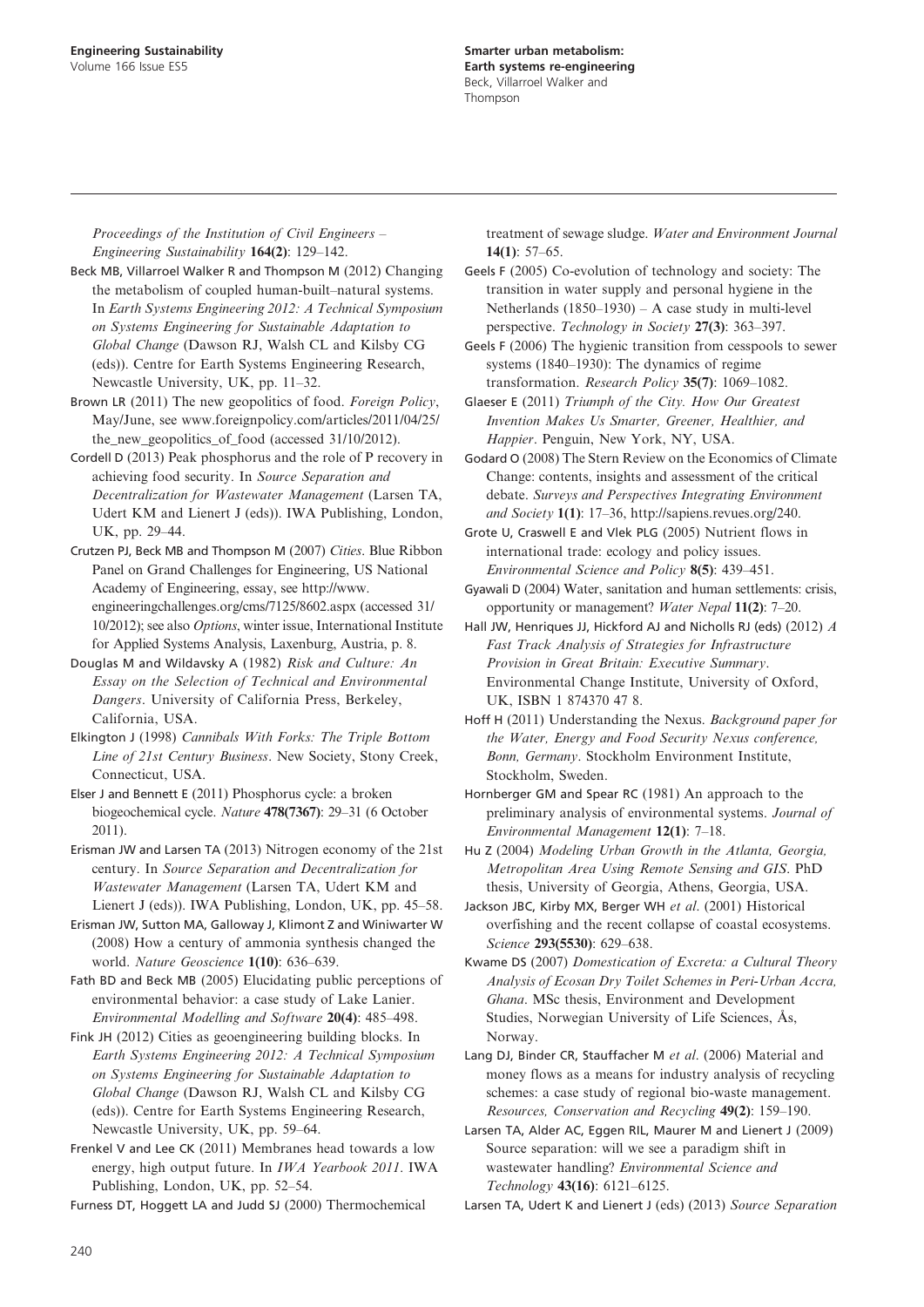*Proceedings of the Institution of Civil Engineers – Engineering Sustainability* **164(2)**: 129–142.

Beck MB, Villarroel Walker R and Thompson M (2012) Changing the metabolism of coupled human-built–natural systems. In *Earth Systems Engineering 2012: A Technical Symposium on Systems Engineering for Sustainable Adaptation to Global Change* (Dawson RJ, Walsh CL and Kilsby CG (eds)). Centre for Earth Systems Engineering Research, Newcastle University, UK, pp. 11–32.

Brown LR (2011) The new geopolitics of food. *Foreign Policy*, May/June, see www.foreignpolicy.com/articles/2011/04/25/the_new_geopolitics_of_food (accessed 31/10/2012).

Cordell D (2013) Peak phosphorus and the role of P recovery in achieving food security. In *Source Separation and Decentralization for Wastewater Management* (Larsen TA, Udert KM and Lienert J (eds)). IWA Publishing, London, UK, pp. 29–44.

Crutzen PJ, Beck MB and Thompson M (2007) *Cities*. Blue Ribbon Panel on Grand Challenges for Engineering, US National Academy of Engineering, essay, see http://www.engineeringchallenges.org/cms/7125/8602.aspx (accessed 31/10/2012); see also *Options*, winter issue, International Institute for Applied Systems Analysis, Laxenburg, Austria, p. 8.

Douglas M and Wildavsky A (1982) *Risk and Culture: An Essay on the Selection of Technical and Environmental Dangers*. University of California Press, Berkeley, California, USA.

Elkington J (1998) *Cannibals With Forks: The Triple Bottom Line of 21st Century Business*. New Society, Stony Creek, Connecticut, USA.

Elser J and Bennett E (2011) Phosphorus cycle: a broken biogeochemical cycle. *Nature* **478(7367)**: 29–31 (6 October 2011).

Erisman JW and Larsen TA (2013) Nitrogen economy of the 21st century. In *Source Separation and Decentralization for Wastewater Management* (Larsen TA, Udert KM and Lienert J (eds)). IWA Publishing, London, UK, pp. 45–58.

Erisman JW, Sutton MA, Galloway J, Klimont Z and Winiwarter W (2008) How a century of ammonia synthesis changed the world. *Nature Geoscience* **1(10)**: 636–639.

Fath BD and Beck MB (2005) Elucidating public perceptions of environmental behavior: a case study of Lake Lanier. *Environmental Modelling and Software* **20(4)**: 485–498.

Fink JH (2012) Cities as geoengineering building blocks. In *Earth Systems Engineering 2012: A Technical Symposium on Systems Engineering for Sustainable Adaptation to Global Change* (Dawson RJ, Walsh CL and Kilsby CG (eds)). Centre for Earth Systems Engineering Research, Newcastle University, UK, pp. 59–64.

Frenkel V and Lee CK (2011) Membranes head towards a low energy, high output future. In *IWA Yearbook 2011*. IWA Publishing, London, UK, pp. 52–54.

Furness DT, Hoggett LA and Judd SJ (2000) Thermochemical treatment of sewage sludge. *Water and Environment Journal* **14(1)**: 57–65.

Geels F (2005) Co-evolution of technology and society: The transition in water supply and personal hygiene in the Netherlands (1850–1930) – A case study in multi-level perspective. *Technology in Society* **27(3)**: 363–397.

Geels F (2006) The hygienic transition from cesspools to sewer systems (1840–1930): The dynamics of regime transformation. *Research Policy* **35(7)**: 1069–1082.

Glaeser E (2011) *Triumph of the City. How Our Greatest Invention Makes Us Smarter, Greener, Healthier, and Happier*. Penguin, New York, NY, USA.

Godard O (2008) The Stern Review on the Economics of Climate Change: contents, insights and assessment of the critical debate. *Surveys and Perspectives Integrating Environment and Society* **1(1)**: 17–36, http://sapiens.revues.org/240.

Grote U, Craswell E and Vlek PLG (2005) Nutrient flows in international trade: ecology and policy issues. *Environmental Science and Policy* **8(5)**: 439–451.

Gyawali D (2004) Water, sanitation and human settlements: crisis, opportunity or management? *Water Nepal* **11(2)**: 7–20.

Hall JW, Henriques JJ, Hickford AJ and Nicholls RJ (eds) (2012) *A Fast Track Analysis of Strategies for Infrastructure Provision in Great Britain: Executive Summary*. Environmental Change Institute, University of Oxford, UK, ISBN 1 874370 47 8.

Hoff H (2011) Understanding the Nexus. *Background paper for the Water, Energy and Food Security Nexus conference, Bonn, Germany*. Stockholm Environment Institute, Stockholm, Sweden.

Hornberger GM and Spear RC (1981) An approach to the preliminary analysis of environmental systems. *Journal of Environmental Management* **12(1)**: 7–18.

Hu Z (2004) *Modeling Urban Growth in the Atlanta, Georgia, Metropolitan Area Using Remote Sensing and GIS*. PhD thesis, University of Georgia, Athens, Georgia, USA.

Jackson JBC, Kirby MX, Berger WH *et al*. (2001) Historical overfishing and the recent collapse of coastal ecosystems. *Science* **293(5530)**: 629–638.

Kwame DS (2007) *Domestication of Excreta: a Cultural Theory Analysis of Ecosan Dry Toilet Schemes in Peri-Urban Accra, Ghana*. MSc thesis, Environment and Development Studies, Norwegian University of Life Sciences, Ås, Norway.

Lang DJ, Binder CR, Stauffacher M *et al*. (2006) Material and money flows as a means for industry analysis of recycling schemes: a case study of regional bio-waste management. *Resources, Conservation and Recycling* **49(2)**: 159–190.

Larsen TA, Alder AC, Eggen RIL, Maurer M and Lienert J (2009) Source separation: will we see a paradigm shift in wastewater handling? *Environmental Science and Technology* **43(16)**: 6121–6125.

Larsen TA, Udert K and Lienert J (eds) (2013) *Source Separation*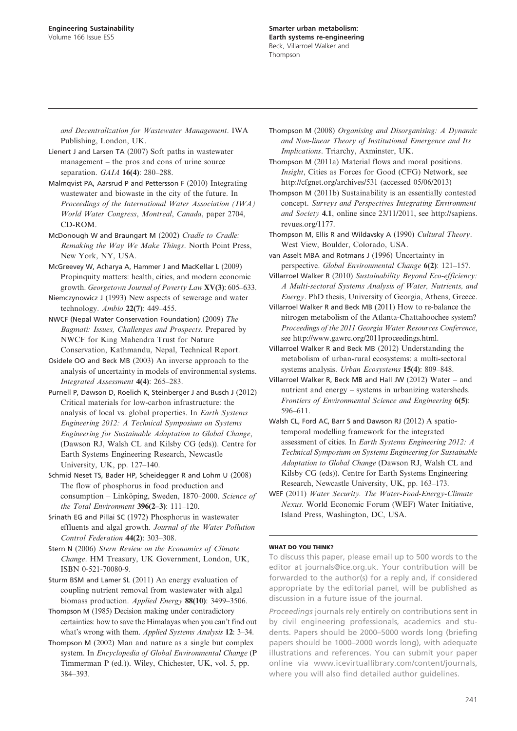and Decentralization for Wastewater Management*. IWA Publishing, London, UK.

Lienert J and Larsen TA (2007) Soft paths in wastewater management – the pros and cons of urine source separation. *GAIA* **16(4)**: 280–288.

Malmqvist PA, Aarsrud P and Pettersson F (2010) Integrating wastewater and biowaste in the city of the future. In *Proceedings of the International Water Association (IWA) World Water Congress, Montreal, Canada*, paper 2704, CD-ROM.

McDonough W and Braungart M (2002) *Cradle to Cradle: Remaking the Way We Make Things*. North Point Press, New York, NY, USA.

McGreevey W, Acharya A, Hammer J and MacKellar L (2009) Propinquity matters: health, cities, and modern economic growth. *Georgetown Journal of Poverty Law* **XV(3)**: 605–633.

Niemczynowicz J (1993) New aspects of sewerage and water technology. *Ambio* **22(7)**: 449–455.

NWCF (Nepal Water Conservation Foundation) (2009) *The Bagmati: Issues, Challenges and Prospects*. Prepared by NWCF for King Mahendra Trust for Nature Conservation, Kathmandu, Nepal, Technical Report.

Osidele OO and Beck MB (2003) An inverse approach to the analysis of uncertainty in models of environmental systems. *Integrated Assessment* **4(4)**: 265–283.

Purnell P, Dawson D, Roelich K, Steinberger J and Busch J (2012) Critical materials for low-carbon infrastructure: the analysis of local vs. global properties. In *Earth Systems Engineering 2012: A Technical Symposium on Systems Engineering for Sustainable Adaptation to Global Change*, (Dawson RJ, Walsh CL and Kilsby CG (eds)). Centre for Earth Systems Engineering Research, Newcastle University, UK, pp. 127–140.

Schmid Neset TS, Bader HP, Scheidegger R and Lohm U (2008) The flow of phosphorus in food production and consumption – Linköping, Sweden, 1870–2000. *Science of the Total Environment* **396(2–3)**: 111–120.

Srinath EG and Pillai SC (1972) Phosphorus in wastewater effluents and algal growth. *Journal of the Water Pollution Control Federation* **44(2)**: 303–308.

Stern N (2006) *Stern Review on the Economics of Climate Change*. HM Treasury, UK Government, London, UK, ISBN 0-521-70080-9.

Sturm BSM and Lamer SL (2011) An energy evaluation of coupling nutrient removal from wastewater with algal biomass production. *Applied Energy* **88(10)**: 3499–3506.

Thompson M (1985) Decision making under contradictory certainties: how to save the Himalayas when you can't find out what's wrong with them. *Applied Systems Analysis* **12**: 3–34.

Thompson M (2002) Man and nature as a single but complex system. In *Encyclopedia of Global Environmental Change* (P Timmerman P (ed.)). Wiley, Chichester, UK, vol. 5, pp. 384–393.

Thompson M (2008) *Organising and Disorganising: A Dynamic and Non-linear Theory of Institutional Emergence and Its Implications*. Triarchy, Axminster, UK.

Thompson M (2011a) Material flows and moral positions. *Insight*, Cities as Forces for Good (CFG) Network, see http://cfgnet.org/archives/531 (accessed 05/06/2013)

Thompson M (2011b) Sustainability is an essentially contested concept. *Surveys and Perspectives Integrating Environment and Society* **4.1**, online since 23/11/2011, see http://sapiens.revues.org/1177.

Thompson M, Ellis R and Wildavsky A (1990) *Cultural Theory*. West View, Boulder, Colorado, USA.

van Asselt MBA and Rotmans J (1996) Uncertainty in perspective. *Global Environmental Change* **6(2)**: 121–157.

Villarroel Walker R (2010) *Sustainability Beyond Eco-efficiency: A Multi-sectoral Systems Analysis of Water, Nutrients, and Energy*. PhD thesis, University of Georgia, Athens, Greece.

Villarroel Walker R and Beck MB (2011) How to re-balance the nitrogen metabolism of the Atlanta-Chattahoochee system? *Proceedings of the 2011 Georgia Water Resources Conference*, see http://www.gawrc.org/2011proceedings.html.

Villarroel Walker R and Beck MB (2012) Understanding the metabolism of urban-rural ecosystems: a multi-sectoral systems analysis. *Urban Ecosystems* **15(4)**: 809–848.

Villarroel Walker R, Beck MB and Hall JW (2012) Water – and nutrient and energy – systems in urbanizing watersheds. *Frontiers of Environmental Science and Engineering* **6(5)**: 596–611.

Walsh CL, Ford AC, Barr S and Dawson RJ (2012) A spatio-temporal modelling framework for the integrated assessment of cities. In *Earth Systems Engineering 2012: A Technical Symposium on Systems Engineering for Sustainable Adaptation to Global Change* (Dawson RJ, Walsh CL and Kilsby CG (eds)). Centre for Earth Systems Engineering Research, Newcastle University, UK, pp. 163–173.

WEF (2011) *Water Security. The Water-Food-Energy-Climate Nexus*. World Economic Forum (WEF) Water Initiative, Island Press, Washington, DC, USA.

**WHAT DO YOU THINK?**

To discuss this paper, please email up to 500 words to the editor at journals@ice.org.uk. Your contribution will be forwarded to the author(s) for a reply and, if considered appropriate by the editorial panel, will be published as discussion in a future issue of the journal.

*Proceedings* journals rely entirely on contributions sent in by civil engineering professionals, academics and students. Papers should be 2000–5000 words long (briefing papers should be 1000–2000 words long), with adequate illustrations and references. You can submit your paper online via www.icevirtuallibrary.com/content/journals, where you will also find detailed author guidelines.